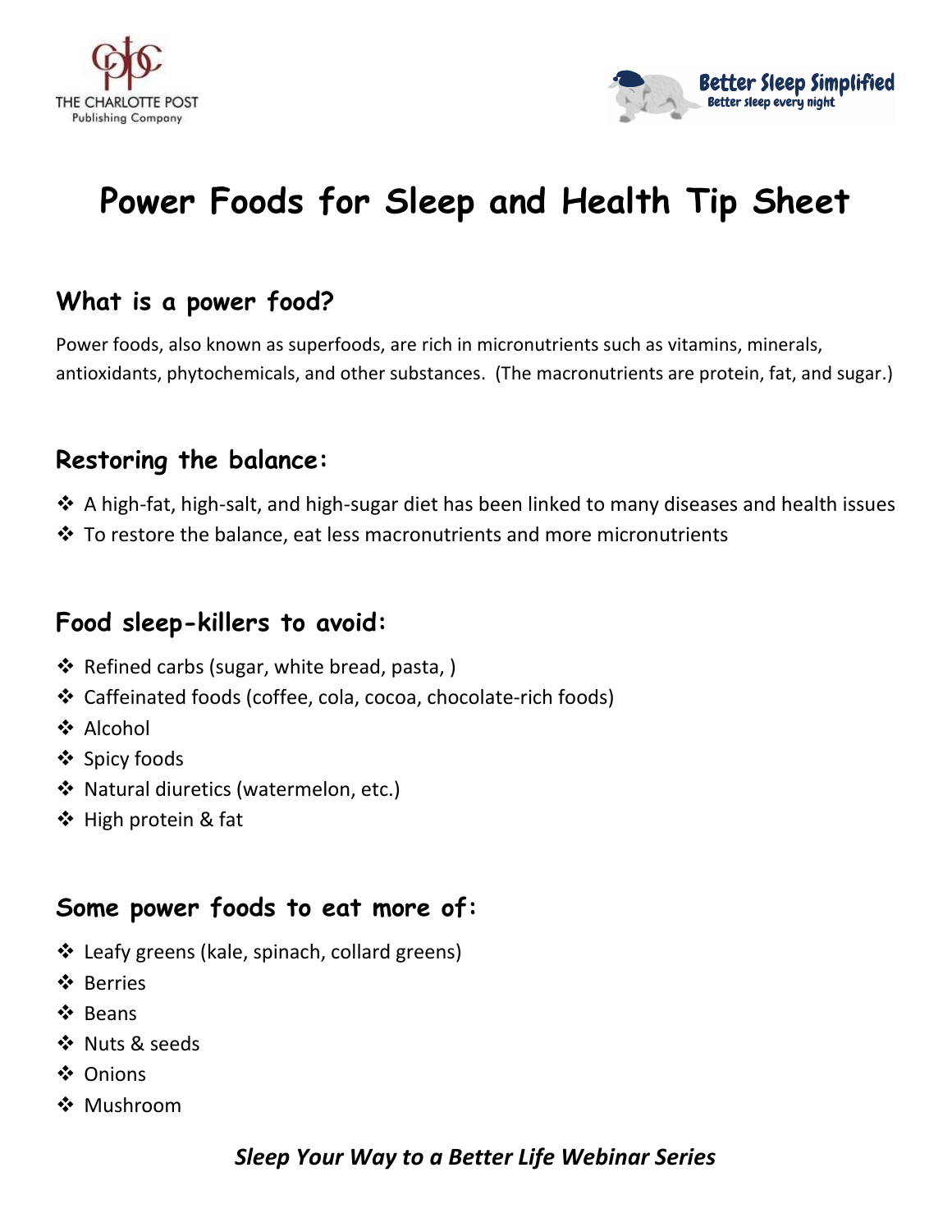THE CHARLOTTE POST Publishing Company

Better Sleep Simplified
Better sleep every night

# Power Foods for Sleep and Health Tip Sheet

## What is a power food?

Power foods, also known as superfoods, are rich in micronutrients such as vitamins, minerals, antioxidants, phytochemicals, and other substances. (The macronutrients are protein, fat, and sugar.)

## Restoring the balance:

- A high-fat, high-salt, and high-sugar diet has been linked to many diseases and health issues
- To restore the balance, eat less macronutrients and more micronutrients

## Food sleep-killers to avoid:

- Refined carbs (sugar, white bread, pasta, )
- Caffeinated foods (coffee, cola, cocoa, chocolate-rich foods)
- Alcohol
- Spicy foods
- Natural diuretics (watermelon, etc.)
- High protein & fat

## Some power foods to eat more of:

- Leafy greens (kale, spinach, collard greens)
- Berries
- Beans
- Nuts & seeds
- Onions
- Mushroom

***Sleep Your Way to a Better Life Webinar Series***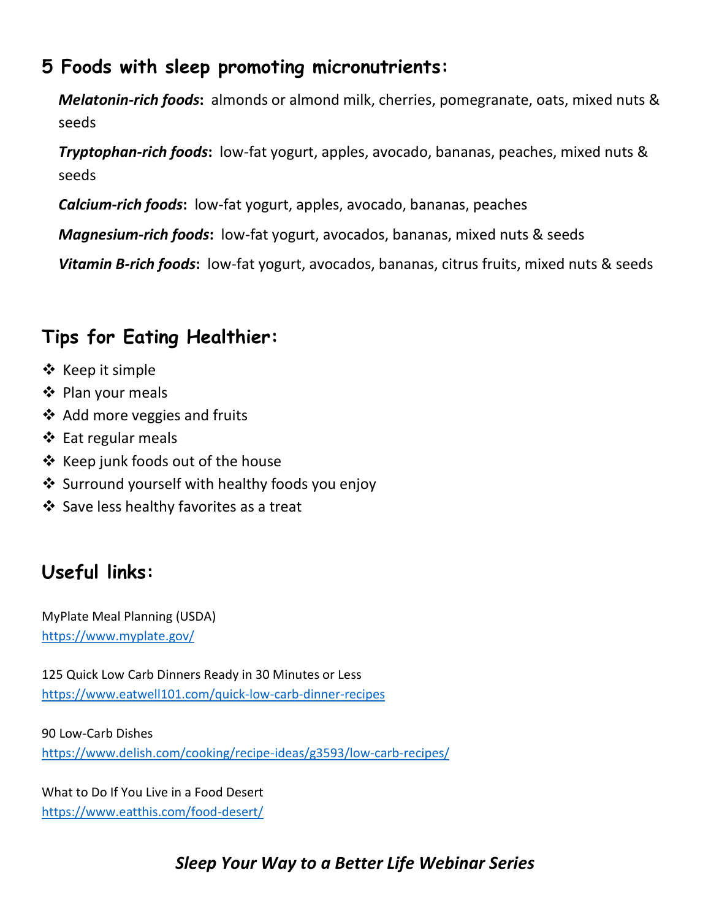## 5 Foods with sleep promoting micronutrients:

***Melatonin-rich foods*:** almonds or almond milk, cherries, pomegranate, oats, mixed nuts & seeds

***Tryptophan-rich foods*:** low-fat yogurt, apples, avocado, bananas, peaches, mixed nuts & seeds

***Calcium-rich foods*:** low-fat yogurt, apples, avocado, bananas, peaches

***Magnesium-rich foods*:** low-fat yogurt, avocados, bananas, mixed nuts & seeds

***Vitamin B-rich foods*:** low-fat yogurt, avocados, bananas, citrus fruits, mixed nuts & seeds

## Tips for Eating Healthier:

- Keep it simple
- Plan your meals
- Add more veggies and fruits
- Eat regular meals
- Keep junk foods out of the house
- Surround yourself with healthy foods you enjoy
- Save less healthy favorites as a treat

## Useful links:

MyPlate Meal Planning (USDA)
https://www.myplate.gov/

125 Quick Low Carb Dinners Ready in 30 Minutes or Less
https://www.eatwell101.com/quick-low-carb-dinner-recipes

90 Low-Carb Dishes
https://www.delish.com/cooking/recipe-ideas/g3593/low-carb-recipes/

What to Do If You Live in a Food Desert
https://www.eatthis.com/food-desert/

***Sleep Your Way to a Better Life Webinar Series***